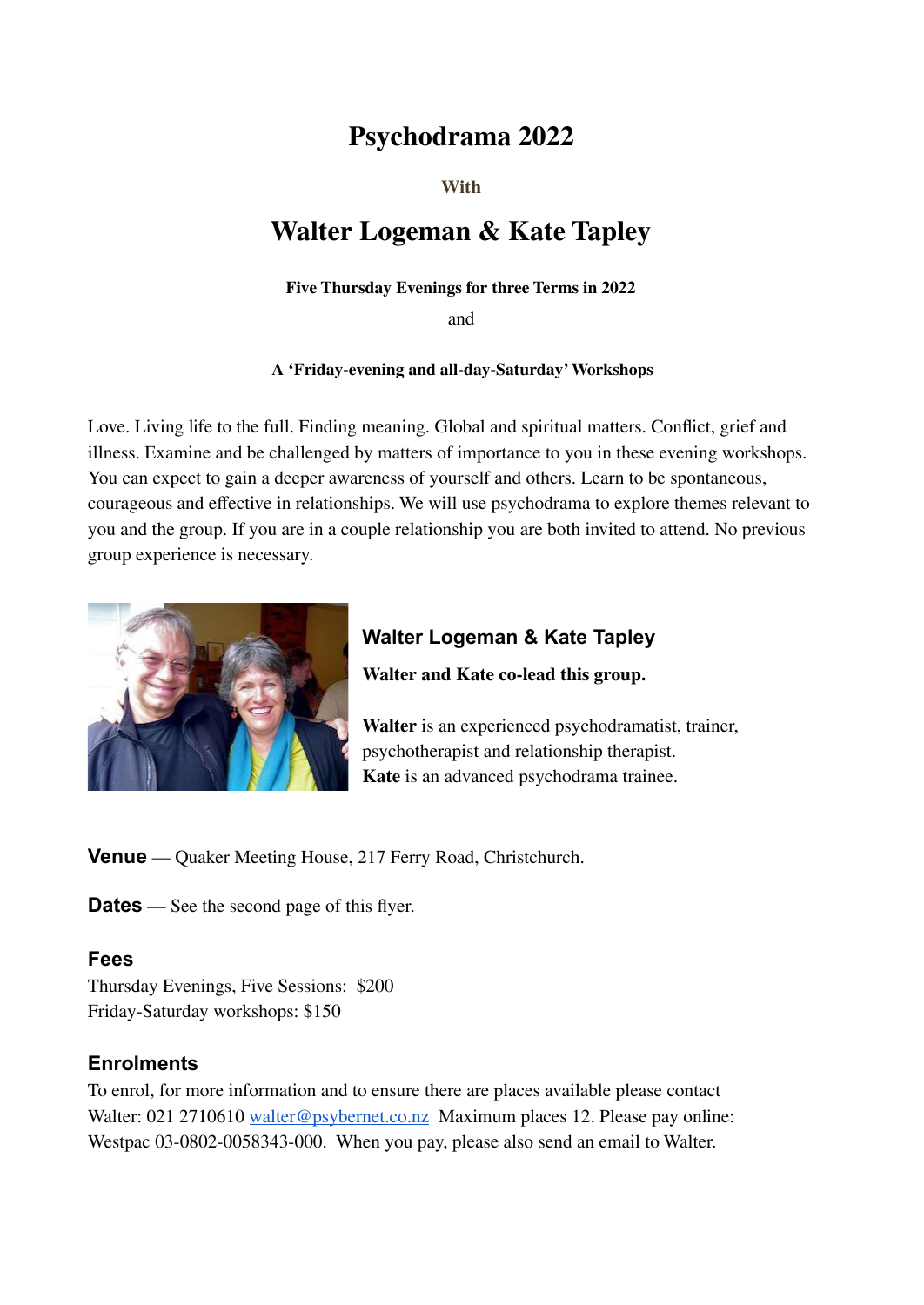# Psychodrama 2022

**With**

## Walter Logeman & Kate Tapley

**Five Thursday Evenings for three Terms in 2022**

and

**A 'Friday-evening and all-day-Saturday' Workshops**

Love. Living life to the full. Finding meaning. Global and spiritual matters. Conflict, grief and illness. Examine and be challenged by matters of importance to you in these evening workshops. You can expect to gain a deeper awareness of yourself and others. Learn to be spontaneous, courageous and effective in relationships. We will use psychodrama to explore themes relevant to you and the group. If you are in a couple relationship you are both invited to attend. No previous group experience is necessary.

### Walter Logeman & Kate Tapley

**Walter and Kate co-lead this group.**

**Walter** is an experienced psychodramatist, trainer, psychotherapist and relationship therapist.
**Kate** is an advanced psychodrama trainee.

**Venue** — Quaker Meeting House, 217 Ferry Road, Christchurch.

**Dates** — See the second page of this flyer.

### Fees

Thursday Evenings, Five Sessions: $200
Friday-Saturday workshops: $150

### Enrolments

To enrol, for more information and to ensure there are places available please contact Walter: 021 2710610 walter@psybernet.co.nz Maximum places 12. Please pay online: Westpac 03-0802-0058343-000. When you pay, please also send an email to Walter.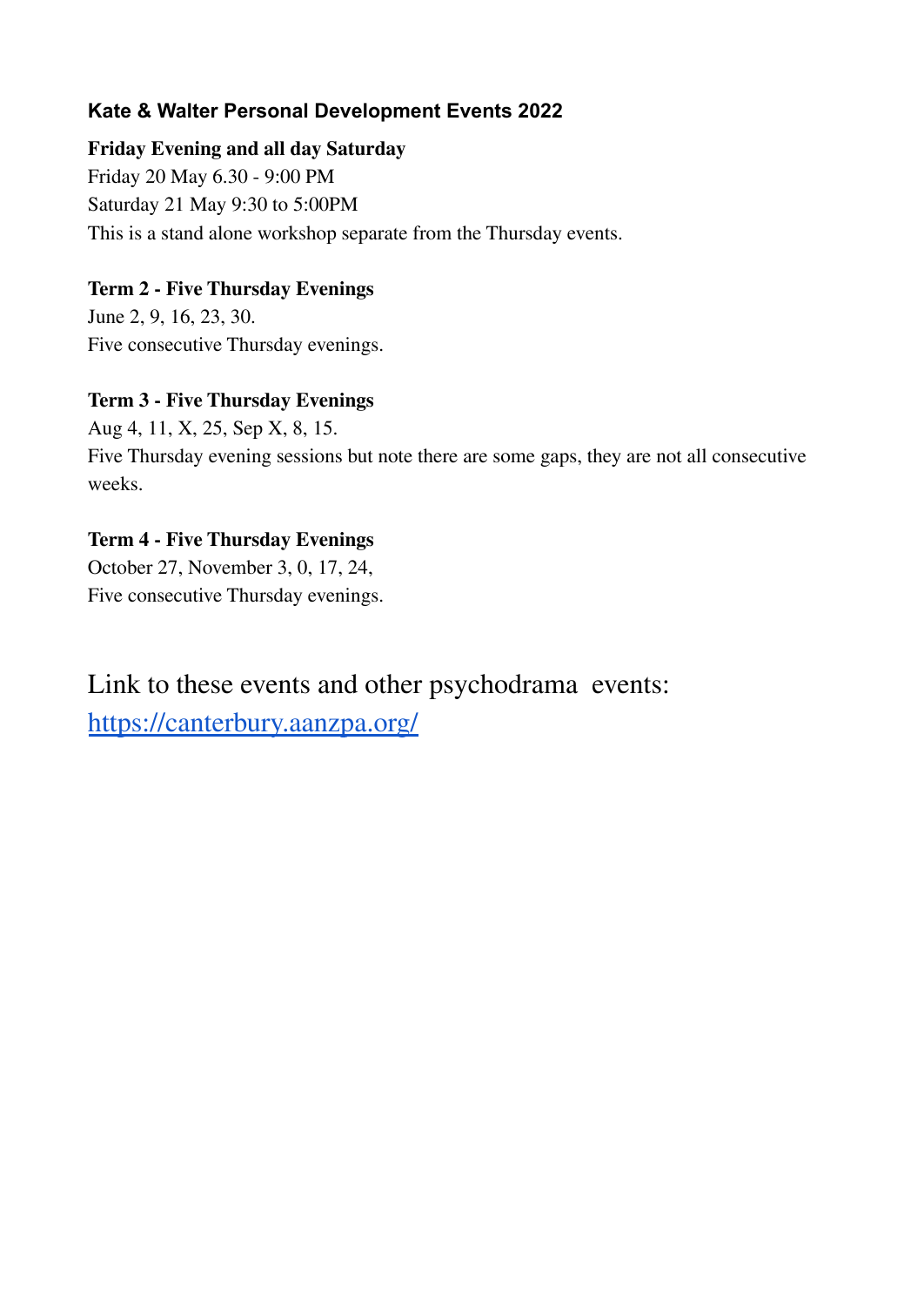## Kate & Walter Personal Development Events 2022

**Friday Evening and all day Saturday**
Friday 20 May 6.30 - 9:00 PM
Saturday 21 May 9:30 to 5:00PM
This is a stand alone workshop separate from the Thursday events.

**Term 2 - Five Thursday Evenings**
June 2, 9, 16, 23, 30.
Five consecutive Thursday evenings.

**Term 3 - Five Thursday Evenings**
Aug 4, 11, X, 25, Sep X, 8, 15.
Five Thursday evening sessions but note there are some gaps, they are not all consecutive weeks.

**Term 4 - Five Thursday Evenings**
October 27, November 3, 0, 17, 24,
Five consecutive Thursday evenings.

Link to these events and other psychodrama events:
[https://canterbury.aanzpa.org/](https://canterbury.aanzpa.org/)